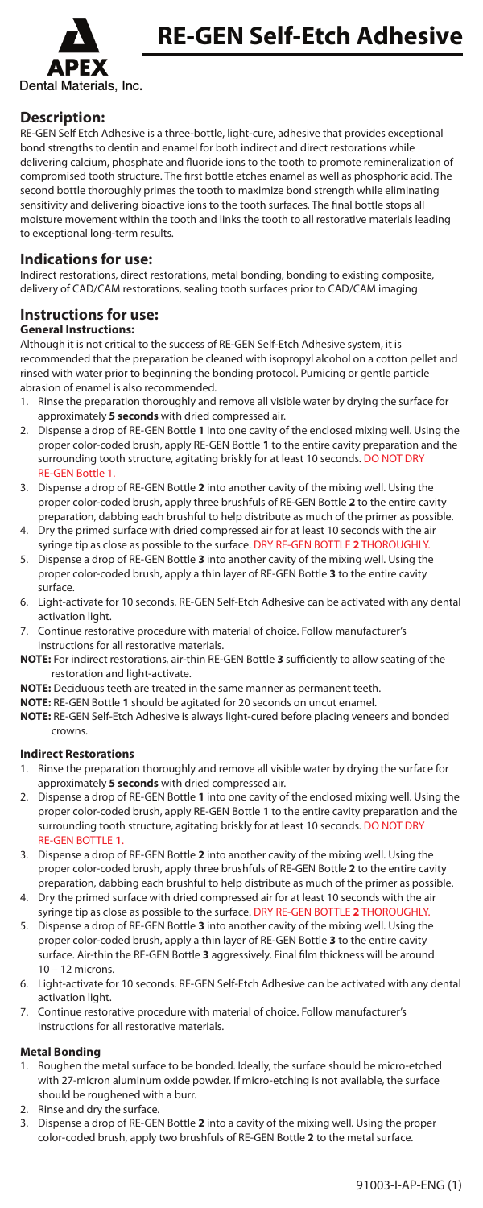# RE-GEN Self-Etch Adhesive

APEX Dental Materials, Inc.

## Description:

RE-GEN Self Etch Adhesive is a three-bottle, light-cure, adhesive that provides exceptional bond strengths to dentin and enamel for both indirect and direct restorations while delivering calcium, phosphate and fluoride ions to the tooth to promote remineralization of compromised tooth structure. The first bottle etches enamel as well as phosphoric acid. The second bottle thoroughly primes the tooth to maximize bond strength while eliminating sensitivity and delivering bioactive ions to the tooth surfaces. The final bottle stops all moisture movement within the tooth and links the tooth to all restorative materials leading to exceptional long-term results.

## Indications for use:

Indirect restorations, direct restorations, metal bonding, bonding to existing composite, delivery of CAD/CAM restorations, sealing tooth surfaces prior to CAD/CAM imaging

## Instructions for use:

### General Instructions:

Although it is not critical to the success of RE-GEN Self-Etch Adhesive system, it is recommended that the preparation be cleaned with isopropyl alcohol on a cotton pellet and rinsed with water prior to beginning the bonding protocol. Pumicing or gentle particle abrasion of enamel is also recommended.

1. Rinse the preparation thoroughly and remove all visible water by drying the surface for approximately **5 seconds** with dried compressed air.
2. Dispense a drop of RE-GEN Bottle **1** into one cavity of the enclosed mixing well. Using the proper color-coded brush, apply RE-GEN Bottle **1** to the entire cavity preparation and the surrounding tooth structure, agitating briskly for at least 10 seconds. DO NOT DRY RE-GEN Bottle 1.
3. Dispense a drop of RE-GEN Bottle **2** into another cavity of the mixing well. Using the proper color-coded brush, apply three brushfuls of RE-GEN Bottle **2** to the entire cavity preparation, dabbing each brushful to help distribute as much of the primer as possible.
4. Dry the primed surface with dried compressed air for at least 10 seconds with the air syringe tip as close as possible to the surface. DRY RE-GEN BOTTLE **2** THOROUGHLY.
5. Dispense a drop of RE-GEN Bottle **3** into another cavity of the mixing well. Using the proper color-coded brush, apply a thin layer of RE-GEN Bottle **3** to the entire cavity surface.
6. Light-activate for 10 seconds. RE-GEN Self-Etch Adhesive can be activated with any dental activation light.
7. Continue restorative procedure with material of choice. Follow manufacturer's instructions for all restorative materials.

**NOTE:** For indirect restorations, air-thin RE-GEN Bottle **3** sufficiently to allow seating of the restoration and light-activate.

**NOTE:** Deciduous teeth are treated in the same manner as permanent teeth.

**NOTE:** RE-GEN Bottle **1** should be agitated for 20 seconds on uncut enamel.

**NOTE:** RE-GEN Self-Etch Adhesive is always light-cured before placing veneers and bonded crowns.

### Indirect Restorations

1. Rinse the preparation thoroughly and remove all visible water by drying the surface for approximately **5 seconds** with dried compressed air.
2. Dispense a drop of RE-GEN Bottle **1** into one cavity of the enclosed mixing well. Using the proper color-coded brush, apply RE-GEN Bottle **1** to the entire cavity preparation and the surrounding tooth structure, agitating briskly for at least 10 seconds. DO NOT DRY RE-GEN BOTTLE **1**.
3. Dispense a drop of RE-GEN Bottle **2** into another cavity of the mixing well. Using the proper color-coded brush, apply three brushfuls of RE-GEN Bottle **2** to the entire cavity preparation, dabbing each brushful to help distribute as much of the primer as possible.
4. Dry the primed surface with dried compressed air for at least 10 seconds with the air syringe tip as close as possible to the surface. DRY RE-GEN BOTTLE **2** THOROUGHLY.
5. Dispense a drop of RE-GEN Bottle **3** into another cavity of the mixing well. Using the proper color-coded brush, apply a thin layer of RE-GEN Bottle **3** to the entire cavity surface. Air-thin the RE-GEN Bottle **3** aggressively. Final film thickness will be around 10 – 12 microns.
6. Light-activate for 10 seconds. RE-GEN Self-Etch Adhesive can be activated with any dental activation light.
7. Continue restorative procedure with material of choice. Follow manufacturer's instructions for all restorative materials.

### Metal Bonding

1. Roughen the metal surface to be bonded. Ideally, the surface should be micro-etched with 27-micron aluminum oxide powder. If micro-etching is not available, the surface should be roughened with a burr.
2. Rinse and dry the surface.
3. Dispense a drop of RE-GEN Bottle **2** into a cavity of the mixing well. Using the proper color-coded brush, apply two brushfuls of RE-GEN Bottle **2** to the metal surface.

91003-I-AP-ENG (1)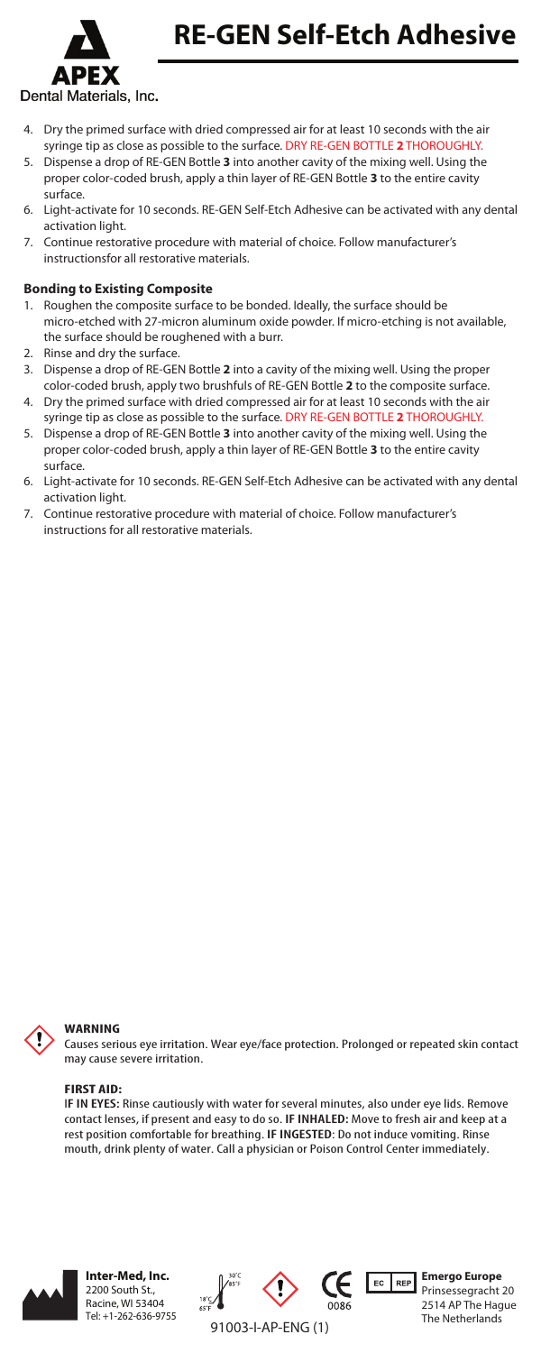# RE-GEN Self-Etch Adhesive

APEX Dental Materials, Inc.

4. Dry the primed surface with dried compressed air for at least 10 seconds with the air syringe tip as close as possible to the surface. DRY RE-GEN BOTTLE **2** THOROUGHLY.
5. Dispense a drop of RE-GEN Bottle **3** into another cavity of the mixing well. Using the proper color-coded brush, apply a thin layer of RE-GEN Bottle **3** to the entire cavity surface.
6. Light-activate for 10 seconds. RE-GEN Self-Etch Adhesive can be activated with any dental activation light.
7. Continue restorative procedure with material of choice. Follow manufacturer's instructionsfor all restorative materials.

### Bonding to Existing Composite

1. Roughen the composite surface to be bonded. Ideally, the surface should be micro-etched with 27-micron aluminum oxide powder. If micro-etching is not available, the surface should be roughened with a burr.
2. Rinse and dry the surface.
3. Dispense a drop of RE-GEN Bottle **2** into a cavity of the mixing well. Using the proper color-coded brush, apply two brushfuls of RE-GEN Bottle **2** to the composite surface.
4. Dry the primed surface with dried compressed air for at least 10 seconds with the air syringe tip as close as possible to the surface. DRY RE-GEN BOTTLE **2** THOROUGHLY.
5. Dispense a drop of RE-GEN Bottle **3** into another cavity of the mixing well. Using the proper color-coded brush, apply a thin layer of RE-GEN Bottle **3** to the entire cavity surface.
6. Light-activate for 10 seconds. RE-GEN Self-Etch Adhesive can be activated with any dental activation light.
7. Continue restorative procedure with material of choice. Follow manufacturer's instructions for all restorative materials.

**WARNING**

Causes serious eye irritation. Wear eye/face protection. Prolonged or repeated skin contact may cause severe irritation.

**FIRST AID:**

**IF IN EYES:** Rinse cautiously with water for several minutes, also under eye lids. Remove contact lenses, if present and easy to do so. **IF INHALED:** Move to fresh air and keep at a rest position comfortable for breathing. **IF INGESTED**: Do not induce vomiting. Rinse mouth, drink plenty of water. Call a physician or Poison Control Center immediately.

**Inter-Med, Inc.**
2200 South St.,
Racine, WI 53404
Tel: +1-262-636-9755

30°C / 85°F
18°C / 65°F

0086

EC REP

**Emergo Europe**
Prinsessegracht 20
2514 AP The Hague
The Netherlands

91003-I-AP-ENG (1)